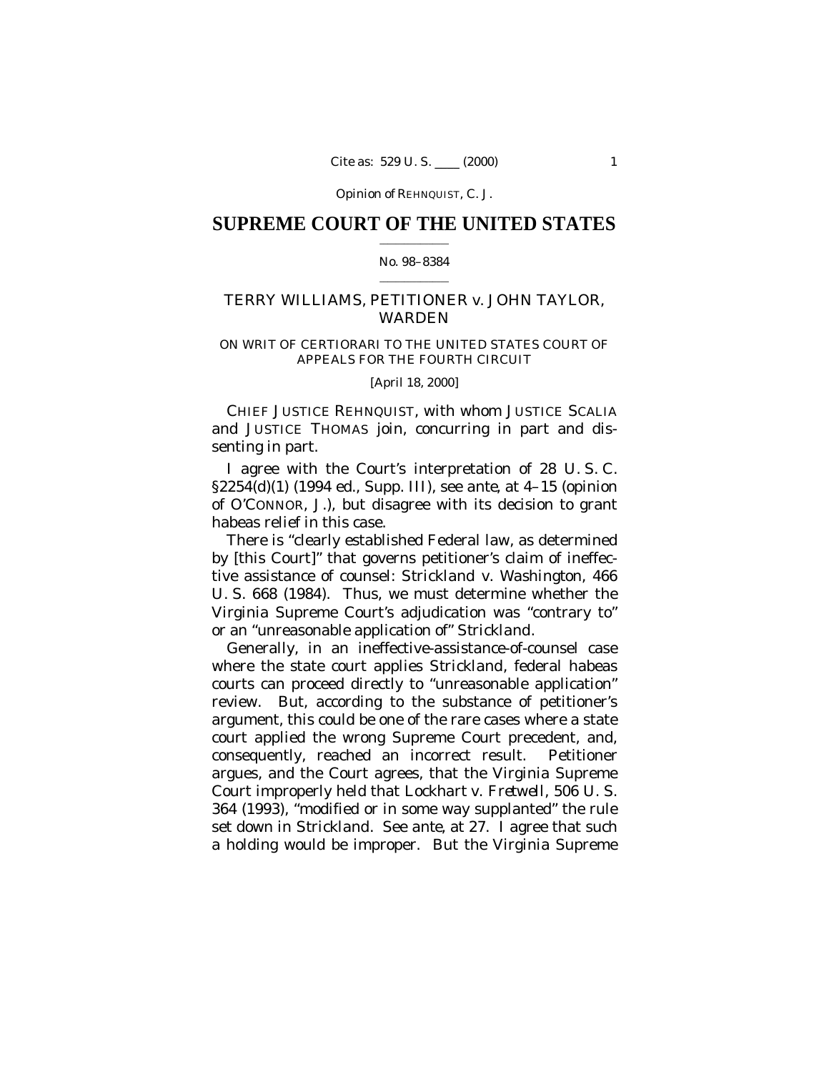# SUPREME COURT OF THE UNITED STATES

No. 98–8384

TERRY WILLIAMS, PETITIONER *v.* JOHN TAYLOR, WARDEN

ON WRIT OF CERTIORARI TO THE UNITED STATES COURT OF APPEALS FOR THE FOURTH CIRCUIT

[April 18, 2000]

CHIEF JUSTICE REHNQUIST, with whom JUSTICE SCALIA and JUSTICE THOMAS join, concurring in part and dissenting in part.

I agree with the Court's interpretation of 28 U. S. C. §2254(d)(1) (1994 ed., Supp. III), see *ante*, at 4–15 (opinion of O'CONNOR, J.), but disagree with its decision to grant habeas relief in this case.

There is "clearly established Federal law, as determined by [this Court]" that governs petitioner's claim of ineffective assistance of counsel: *Strickland* v. *Washington*, 466 U. S. 668 (1984). Thus, we must determine whether the Virginia Supreme Court's adjudication was "contrary to" or an "unreasonable application of" *Strickland*.

Generally, in an ineffective-assistance-of-counsel case where the state court applies *Strickland*, federal habeas courts can proceed directly to "unreasonable application" review. But, according to the substance of petitioner's argument, this could be one of the rare cases where a state court applied the wrong Supreme Court precedent, and, consequently, reached an incorrect result. Petitioner argues, and the Court agrees, that the Virginia Supreme Court improperly held that *Lockhart* v. *Fretwell*, 506 U. S. 364 (1993), "modified or in some way supplanted" the rule set down in *Strickland*. See *ante*, at 27. I agree that such a holding would be improper. But the Virginia Supreme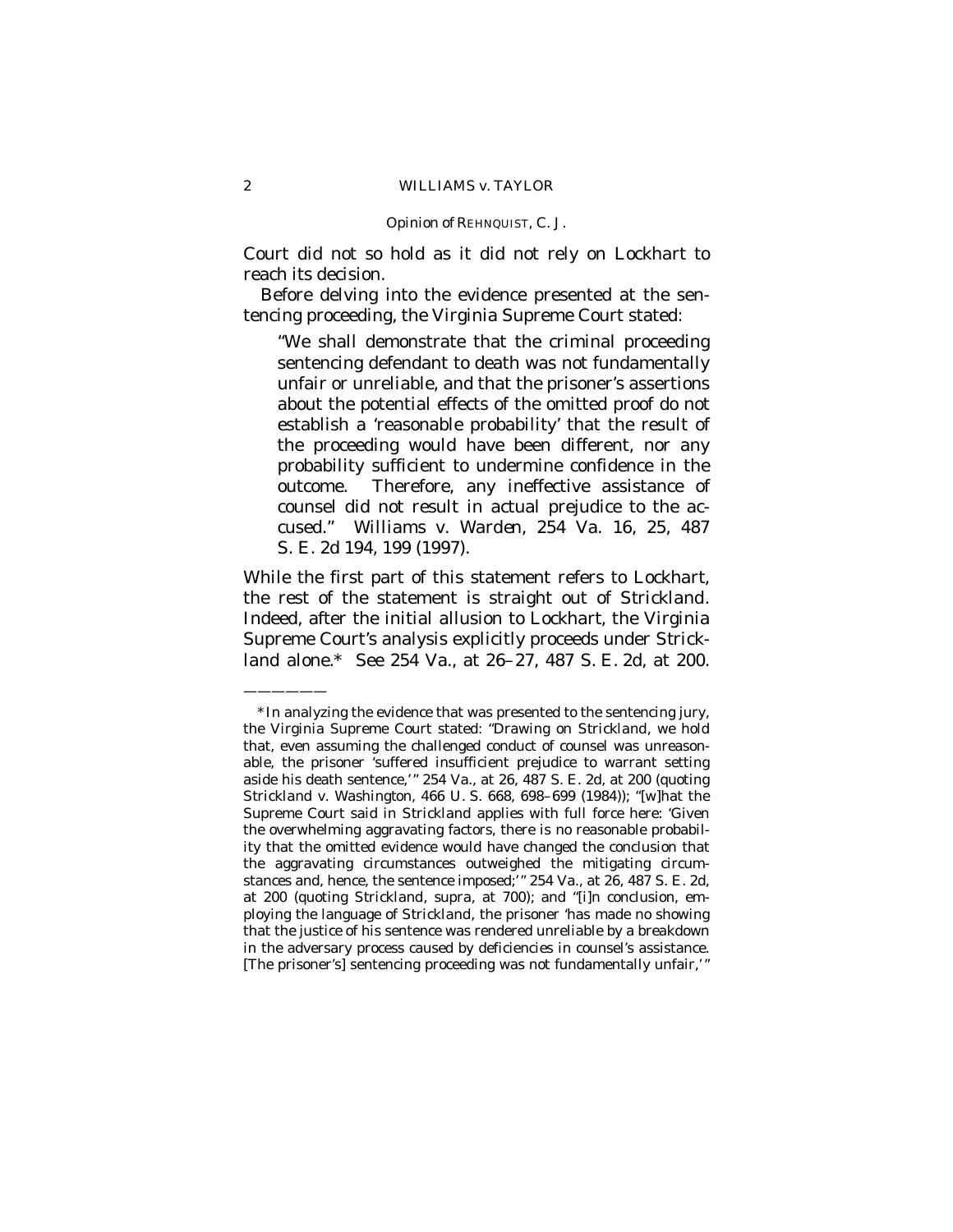Court did not so hold as it did not rely on *Lockhart* to reach its decision.

Before delving into the evidence presented at the sentencing proceeding, the Virginia Supreme Court stated:

> "We shall demonstrate that the criminal proceeding sentencing defendant to death was not fundamentally unfair or unreliable, and that the prisoner's assertions about the potential effects of the omitted proof do not establish a 'reasonable probability' that the result of the proceeding would have been different, nor any probability sufficient to undermine confidence in the outcome. Therefore, any ineffective assistance of counsel did not result in actual prejudice to the accused." *Williams* v. *Warden*, 254 Va. 16, 25, 487 S. E. 2d 194, 199 (1997).

While the first part of this statement refers to *Lockhart*, the rest of the statement is straight out of *Strickland*. Indeed, after the initial allusion to *Lockhart*, the Virginia Supreme Court's analysis explicitly proceeds under *Strickland* alone.* See 254 Va., at 26–27, 487 S. E. 2d, at 200.

———————

*In analyzing the evidence that was presented to the sentencing jury, the Virginia Supreme Court stated: "Drawing on *Strickland*, we hold that, even assuming the challenged conduct of counsel was unreasonable, the prisoner 'suffered insufficient prejudice to warrant setting aside his death sentence,'" 254 Va., at 26, 487 S. E. 2d, at 200 (quoting *Strickland* v. *Washington*, 466 U. S. 668, 698–699 (1984)); "[w]hat the Supreme Court said in *Strickland* applies with full force here: 'Given the overwhelming aggravating factors, there is no reasonable probability that the omitted evidence would have changed the conclusion that the aggravating circumstances outweighed the mitigating circumstances and, hence, the sentence imposed;'" 254 Va., at 26, 487 S. E. 2d, at 200 (quoting *Strickland*, *supra*, at 700); and "[i]n conclusion, employing the language of *Strickland*, the prisoner 'has made no showing that the justice of his sentence was rendered unreliable by a breakdown in the adversary process caused by deficiencies in counsel's assistance. [The prisoner's] sentencing proceeding was not fundamentally unfair,'"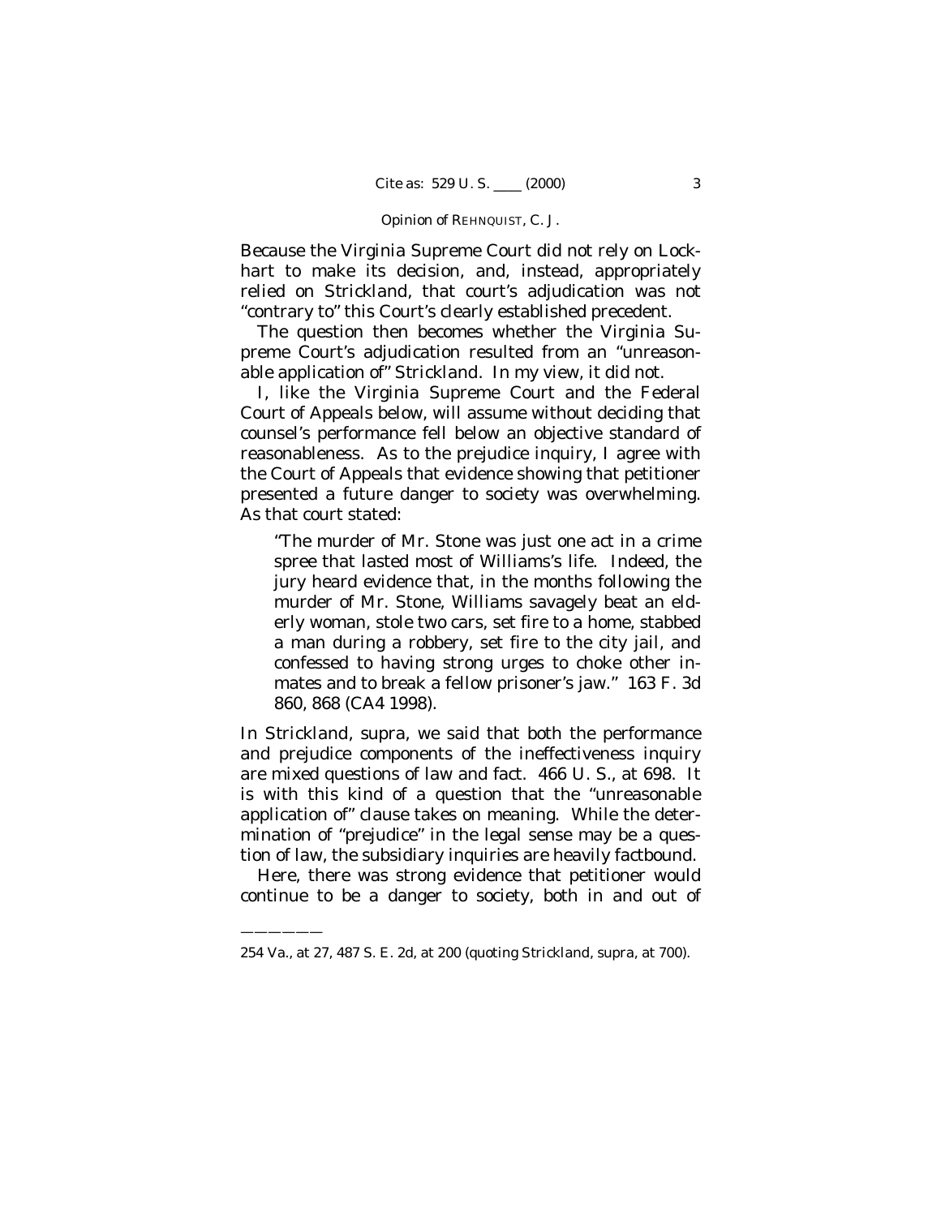Because the Virginia Supreme Court did not rely on Lockhart to make its decision, and, instead, appropriately relied on Strickland, that court's adjudication was not "contrary to" this Court's clearly established precedent.

The question then becomes whether the Virginia Supreme Court's adjudication resulted from an "unreasonable application of" Strickland. In my view, it did not.

I, like the Virginia Supreme Court and the Federal Court of Appeals below, will assume without deciding that counsel's performance fell below an objective standard of reasonableness. As to the prejudice inquiry, I agree with the Court of Appeals that evidence showing that petitioner presented a future danger to society was overwhelming. As that court stated:

> "The murder of Mr. Stone was just one act in a crime spree that lasted most of Williams's life. Indeed, the jury heard evidence that, in the months following the murder of Mr. Stone, Williams savagely beat an elderly woman, stole two cars, set fire to a home, stabbed a man during a robbery, set fire to the city jail, and confessed to having strong urges to choke other inmates and to break a fellow prisoner's jaw." 163 F. 3d 860, 868 (CA4 1998).

In Strickland, supra, we said that both the performance and prejudice components of the ineffectiveness inquiry are mixed questions of law and fact. 466 U. S., at 698. It is with this kind of a question that the "unreasonable application of" clause takes on meaning. While the determination of "prejudice" in the legal sense may be a question of law, the subsidiary inquiries are heavily factbound.

Here, there was strong evidence that petitioner would continue to be a danger to society, both in and out of

---

254 Va., at 27, 487 S. E. 2d, at 200 (quoting Strickland, supra, at 700).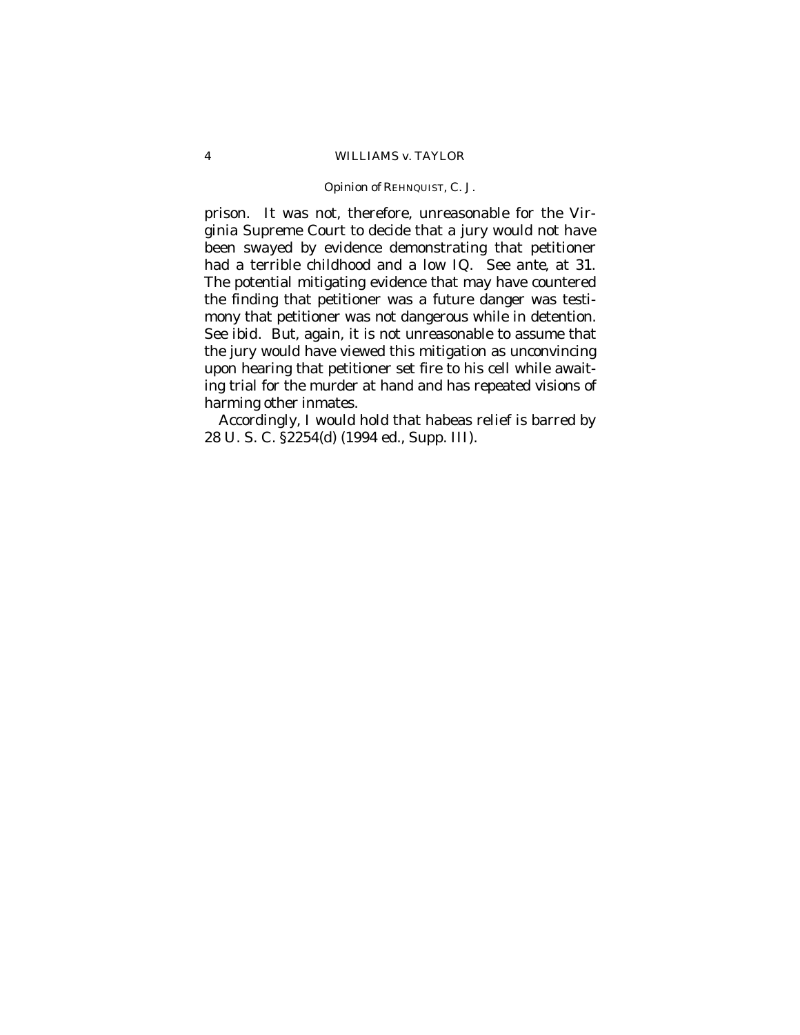prison. It was not, therefore, unreasonable for the Virginia Supreme Court to decide that a jury would not have been swayed by evidence demonstrating that petitioner had a terrible childhood and a low IQ. See *ante,* at 31. The potential mitigating evidence that may have countered the finding that petitioner was a future danger was testimony that petitioner was not dangerous while in detention. See *ibid.* But, again, it is not unreasonable to assume that the jury would have viewed this mitigation as unconvincing upon hearing that petitioner set fire to his cell while awaiting trial for the murder at hand and has repeated visions of harming other inmates.

Accordingly, I would hold that habeas relief is barred by 28 U. S. C. §2254(d) (1994 ed., Supp. III).